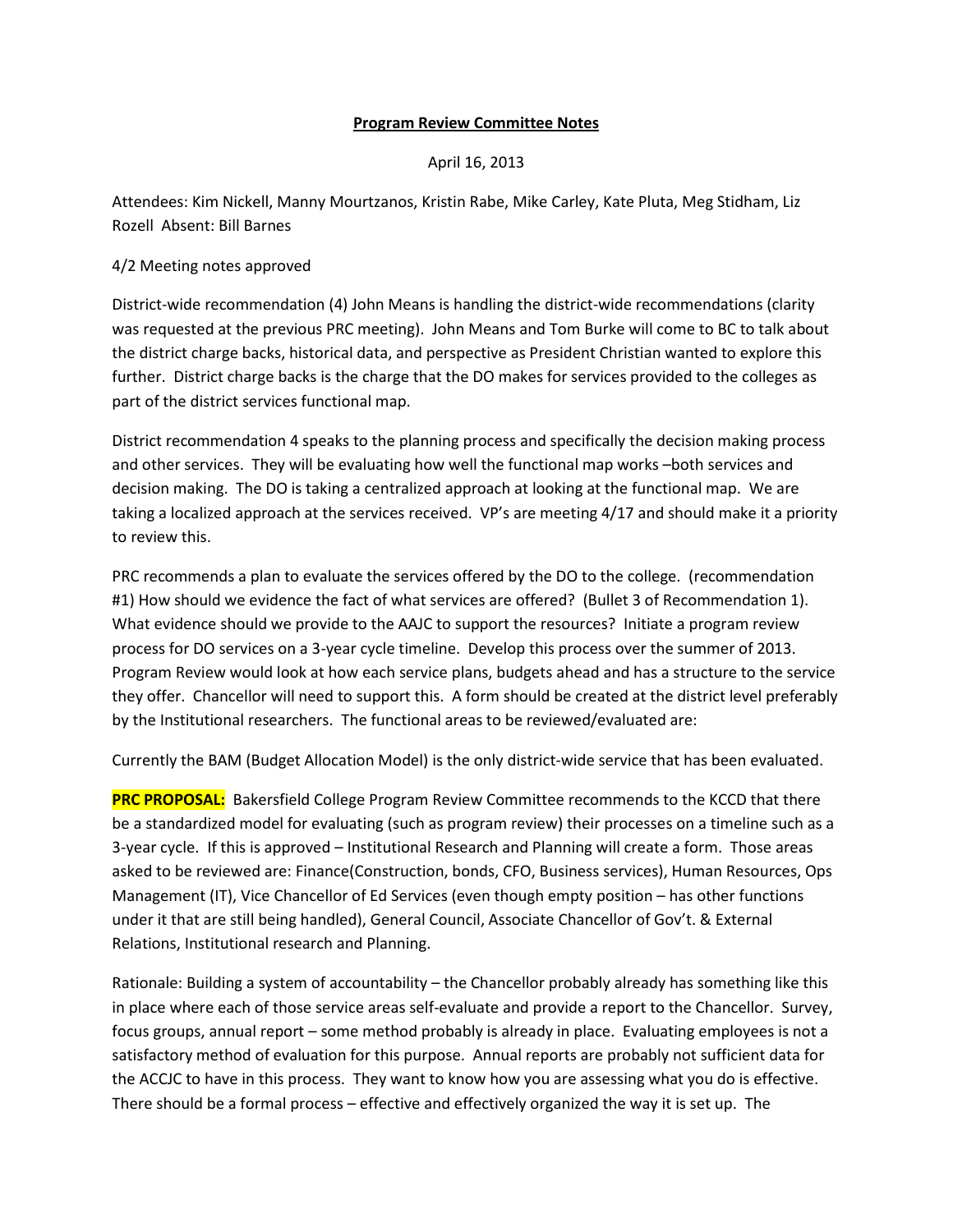**Program Review Committee Notes**

April 16, 2013

Attendees: Kim Nickell, Manny Mourtzanos, Kristin Rabe, Mike Carley, Kate Pluta, Meg Stidham, Liz Rozell Absent: Bill Barnes

4/2 Meeting notes approved

District-wide recommendation (4) John Means is handling the district-wide recommendations (clarity was requested at the previous PRC meeting). John Means and Tom Burke will come to BC to talk about the district charge backs, historical data, and perspective as President Christian wanted to explore this further. District charge backs is the charge that the DO makes for services provided to the colleges as part of the district services functional map.

District recommendation 4 speaks to the planning process and specifically the decision making process and other services. They will be evaluating how well the functional map works –both services and decision making. The DO is taking a centralized approach at looking at the functional map. We are taking a localized approach at the services received. VP's are meeting 4/17 and should make it a priority to review this.

PRC recommends a plan to evaluate the services offered by the DO to the college. (recommendation #1) How should we evidence the fact of what services are offered? (Bullet 3 of Recommendation 1). What evidence should we provide to the AAJC to support the resources? Initiate a program review process for DO services on a 3-year cycle timeline. Develop this process over the summer of 2013. Program Review would look at how each service plans, budgets ahead and has a structure to the service they offer. Chancellor will need to support this. A form should be created at the district level preferably by the Institutional researchers. The functional areas to be reviewed/evaluated are:

Currently the BAM (Budget Allocation Model) is the only district-wide service that has been evaluated.

**PRC PROPOSAL:** Bakersfield College Program Review Committee recommends to the KCCD that there be a standardized model for evaluating (such as program review) their processes on a timeline such as a 3-year cycle. If this is approved – Institutional Research and Planning will create a form. Those areas asked to be reviewed are: Finance(Construction, bonds, CFO, Business services), Human Resources, Ops Management (IT), Vice Chancellor of Ed Services (even though empty position – has other functions under it that are still being handled), General Council, Associate Chancellor of Gov't. & External Relations, Institutional research and Planning.

Rationale: Building a system of accountability – the Chancellor probably already has something like this in place where each of those service areas self-evaluate and provide a report to the Chancellor. Survey, focus groups, annual report – some method probably is already in place. Evaluating employees is not a satisfactory method of evaluation for this purpose. Annual reports are probably not sufficient data for the ACCJC to have in this process. They want to know how you are assessing what you do is effective. There should be a formal process – effective and effectively organized the way it is set up. The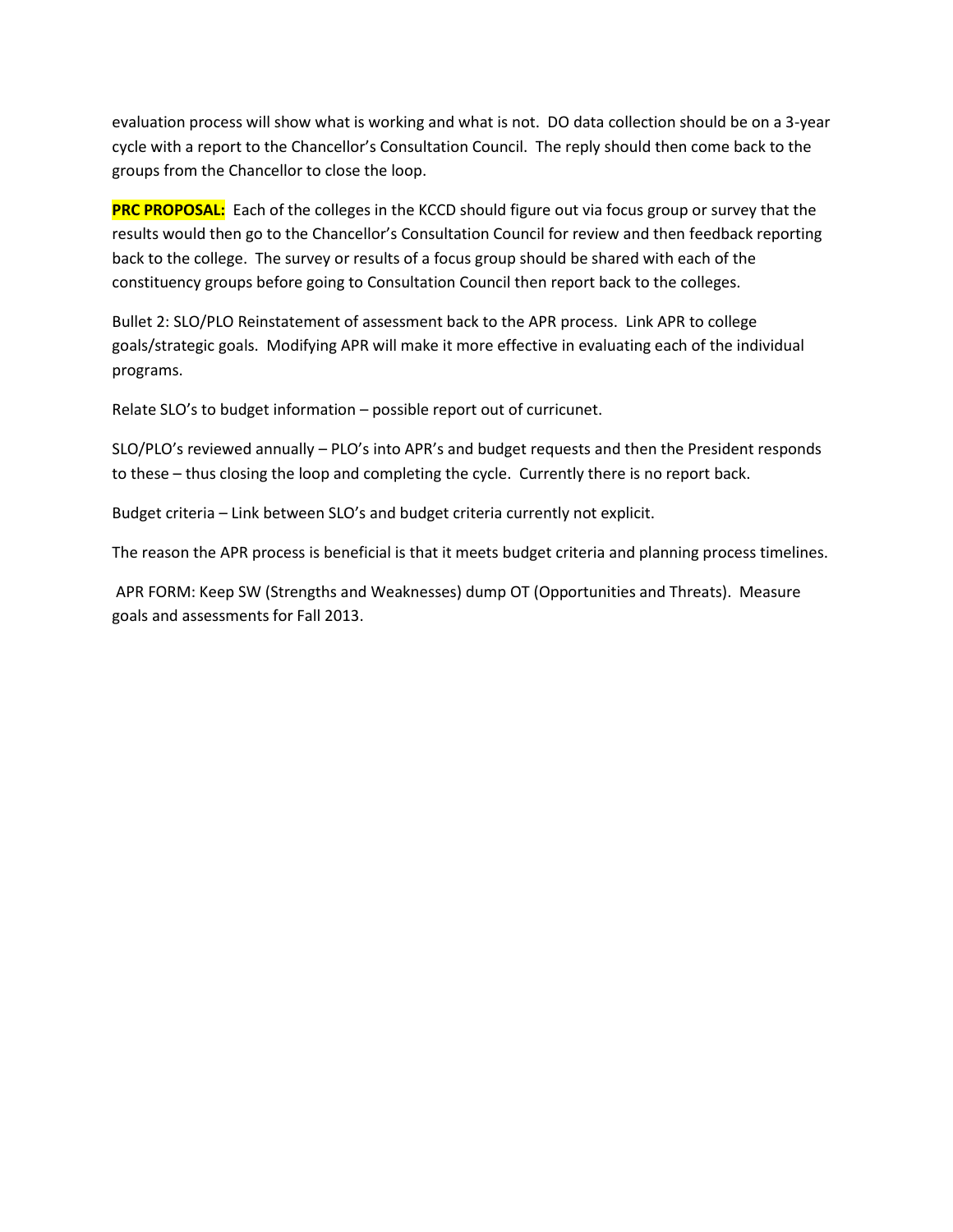evaluation process will show what is working and what is not. DO data collection should be on a 3-year cycle with a report to the Chancellor's Consultation Council. The reply should then come back to the groups from the Chancellor to close the loop.

**PRC PROPOSAL:** Each of the colleges in the KCCD should figure out via focus group or survey that the results would then go to the Chancellor's Consultation Council for review and then feedback reporting back to the college. The survey or results of a focus group should be shared with each of the constituency groups before going to Consultation Council then report back to the colleges.

Bullet 2: SLO/PLO Reinstatement of assessment back to the APR process. Link APR to college goals/strategic goals. Modifying APR will make it more effective in evaluating each of the individual programs.

Relate SLO's to budget information – possible report out of curricunet.

SLO/PLO's reviewed annually – PLO's into APR's and budget requests and then the President responds to these – thus closing the loop and completing the cycle. Currently there is no report back.

Budget criteria – Link between SLO's and budget criteria currently not explicit.

The reason the APR process is beneficial is that it meets budget criteria and planning process timelines.

APR FORM: Keep SW (Strengths and Weaknesses) dump OT (Opportunities and Threats). Measure goals and assessments for Fall 2013.